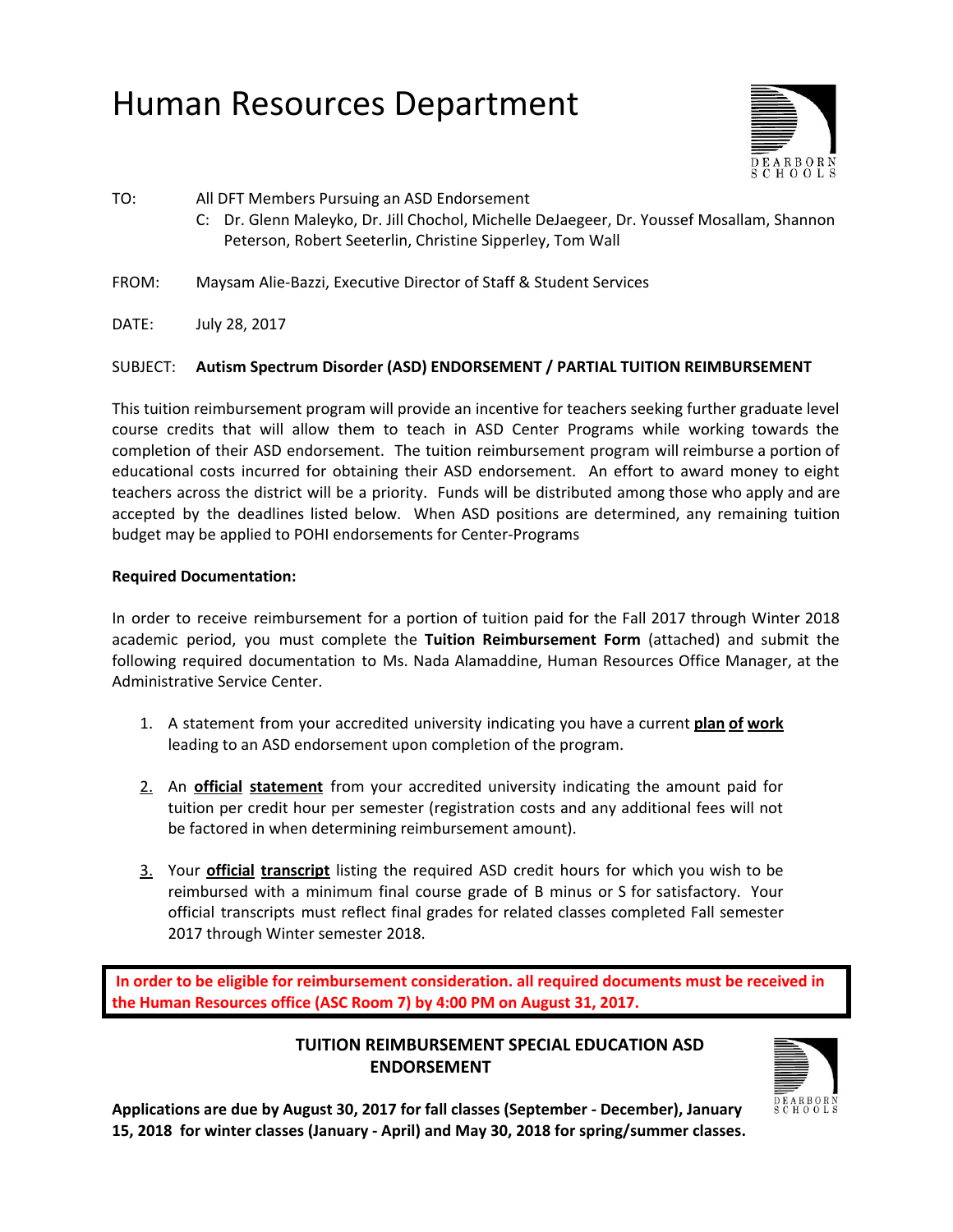# Human Resources Department

DEARBORN SCHOOLS

TO: All DFT Members Pursuing an ASD Endorsement
C: Dr. Glenn Maleyko, Dr. Jill Chochol, Michelle DeJaegeer, Dr. Youssef Mosallam, Shannon Peterson, Robert Seeterlin, Christine Sipperley, Tom Wall

FROM: Maysam Alie-Bazzi, Executive Director of Staff & Student Services

DATE: July 28, 2017

SUBJECT: **Autism Spectrum Disorder (ASD) ENDORSEMENT / PARTIAL TUITION REIMBURSEMENT**

This tuition reimbursement program will provide an incentive for teachers seeking further graduate level course credits that will allow them to teach in ASD Center Programs while working towards the completion of their ASD endorsement. The tuition reimbursement program will reimburse a portion of educational costs incurred for obtaining their ASD endorsement. An effort to award money to eight teachers across the district will be a priority. Funds will be distributed among those who apply and are accepted by the deadlines listed below. When ASD positions are determined, any remaining tuition budget may be applied to POHI endorsements for Center-Programs

**Required Documentation:**

In order to receive reimbursement for a portion of tuition paid for the Fall 2017 through Winter 2018 academic period, you must complete the **Tuition Reimbursement Form** (attached) and submit the following required documentation to Ms. Nada Alamaddine, Human Resources Office Manager, at the Administrative Service Center.

1. A statement from your accredited university indicating you have a current **plan of work** leading to an ASD endorsement upon completion of the program.

2. An **official statement** from your accredited university indicating the amount paid for tuition per credit hour per semester (registration costs and any additional fees will not be factored in when determining reimbursement amount).

3. Your **official transcript** listing the required ASD credit hours for which you wish to be reimbursed with a minimum final course grade of B minus or S for satisfactory. Your official transcripts must reflect final grades for related classes completed Fall semester 2017 through Winter semester 2018.

**In order to be eligible for reimbursement consideration. all required documents must be received in the Human Resources office (ASC Room 7) by 4:00 PM on August 31, 2017.**

## TUITION REIMBURSEMENT SPECIAL EDUCATION ASD ENDORSEMENT

DEARBORN SCHOOLS

**Applications are due by August 30, 2017 for fall classes (September - December), January 15, 2018 for winter classes (January - April) and May 30, 2018 for spring/summer classes.**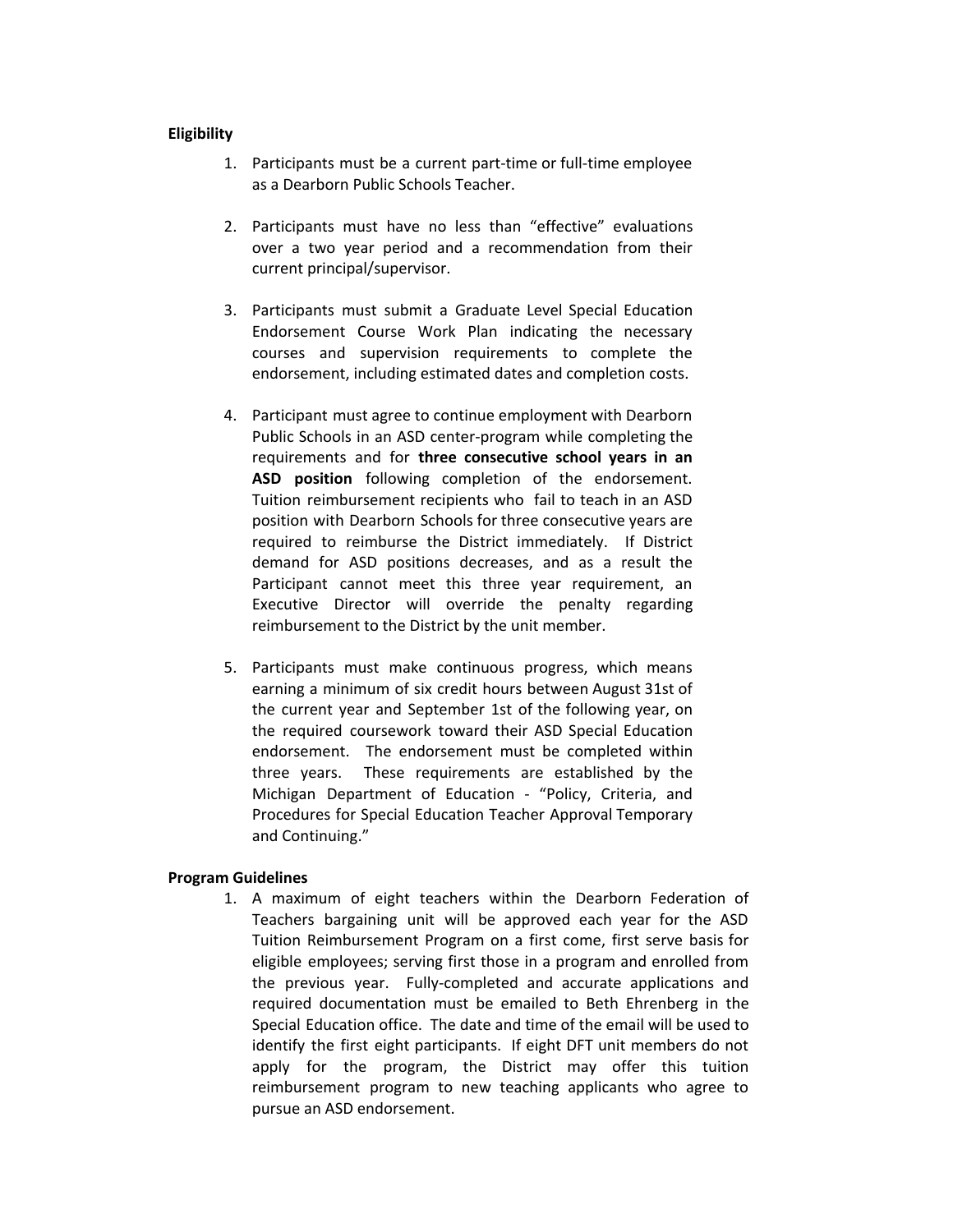**Eligibility**

1. Participants must be a current part-time or full-time employee as a Dearborn Public Schools Teacher.

2. Participants must have no less than "effective" evaluations over a two year period and a recommendation from their current principal/supervisor.

3. Participants must submit a Graduate Level Special Education Endorsement Course Work Plan indicating the necessary courses and supervision requirements to complete the endorsement, including estimated dates and completion costs.

4. Participant must agree to continue employment with Dearborn Public Schools in an ASD center-program while completing the requirements and for **three consecutive school years in an ASD position** following completion of the endorsement. Tuition reimbursement recipients who fail to teach in an ASD position with Dearborn Schools for three consecutive years are required to reimburse the District immediately. If District demand for ASD positions decreases, and as a result the Participant cannot meet this three year requirement, an Executive Director will override the penalty regarding reimbursement to the District by the unit member.

5. Participants must make continuous progress, which means earning a minimum of six credit hours between August 31st of the current year and September 1st of the following year, on the required coursework toward their ASD Special Education endorsement. The endorsement must be completed within three years. These requirements are established by the Michigan Department of Education - "Policy, Criteria, and Procedures for Special Education Teacher Approval Temporary and Continuing."

**Program Guidelines**

1. A maximum of eight teachers within the Dearborn Federation of Teachers bargaining unit will be approved each year for the ASD Tuition Reimbursement Program on a first come, first serve basis for eligible employees; serving first those in a program and enrolled from the previous year. Fully-completed and accurate applications and required documentation must be emailed to Beth Ehrenberg in the Special Education office. The date and time of the email will be used to identify the first eight participants. If eight DFT unit members do not apply for the program, the District may offer this tuition reimbursement program to new teaching applicants who agree to pursue an ASD endorsement.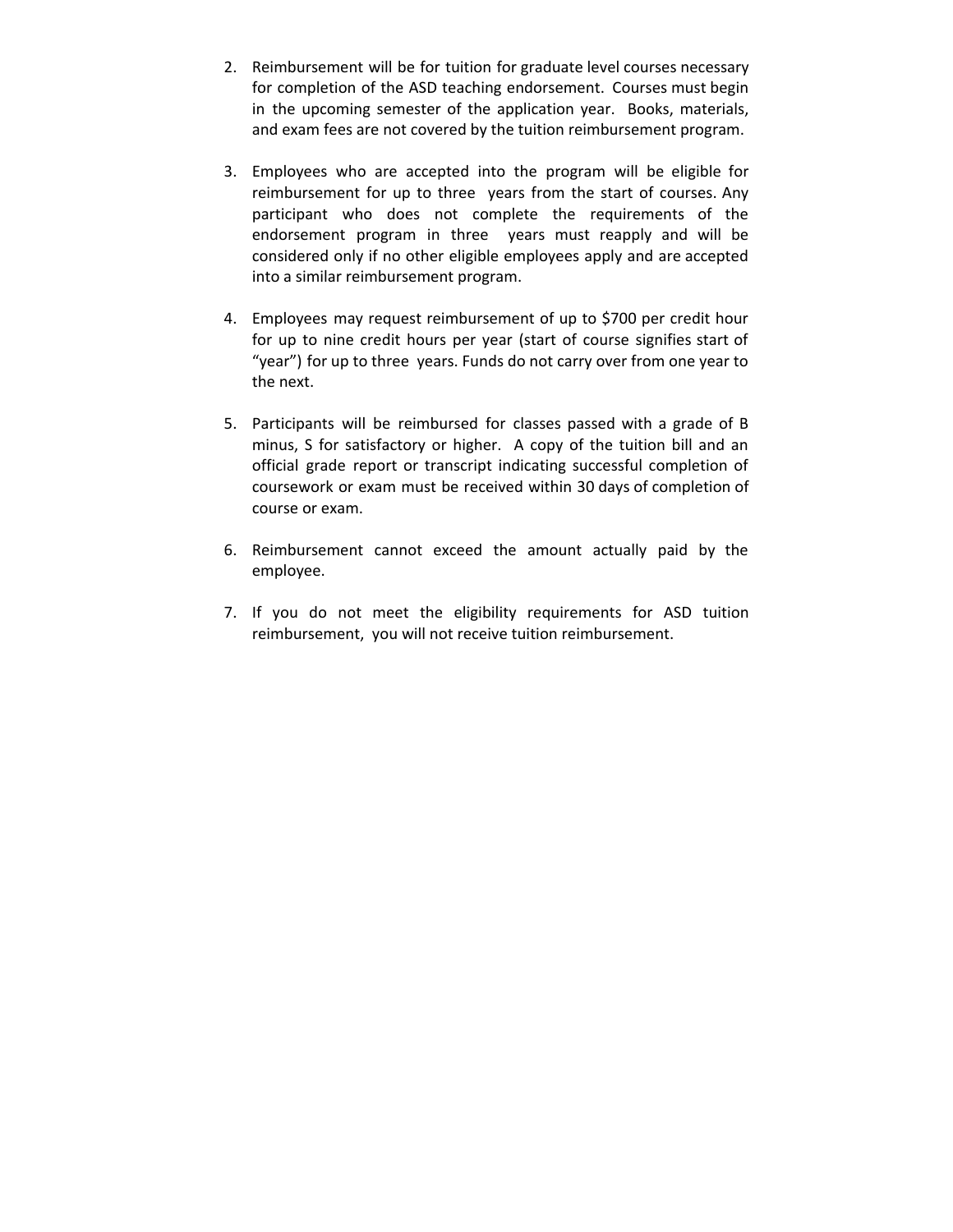2. Reimbursement will be for tuition for graduate level courses necessary for completion of the ASD teaching endorsement. Courses must begin in the upcoming semester of the application year. Books, materials, and exam fees are not covered by the tuition reimbursement program.

3. Employees who are accepted into the program will be eligible for reimbursement for up to three years from the start of courses. Any participant who does not complete the requirements of the endorsement program in three years must reapply and will be considered only if no other eligible employees apply and are accepted into a similar reimbursement program.

4. Employees may request reimbursement of up to $700 per credit hour for up to nine credit hours per year (start of course signifies start of "year") for up to three years. Funds do not carry over from one year to the next.

5. Participants will be reimbursed for classes passed with a grade of B minus, S for satisfactory or higher. A copy of the tuition bill and an official grade report or transcript indicating successful completion of coursework or exam must be received within 30 days of completion of course or exam.

6. Reimbursement cannot exceed the amount actually paid by the employee.

7. If you do not meet the eligibility requirements for ASD tuition reimbursement, you will not receive tuition reimbursement.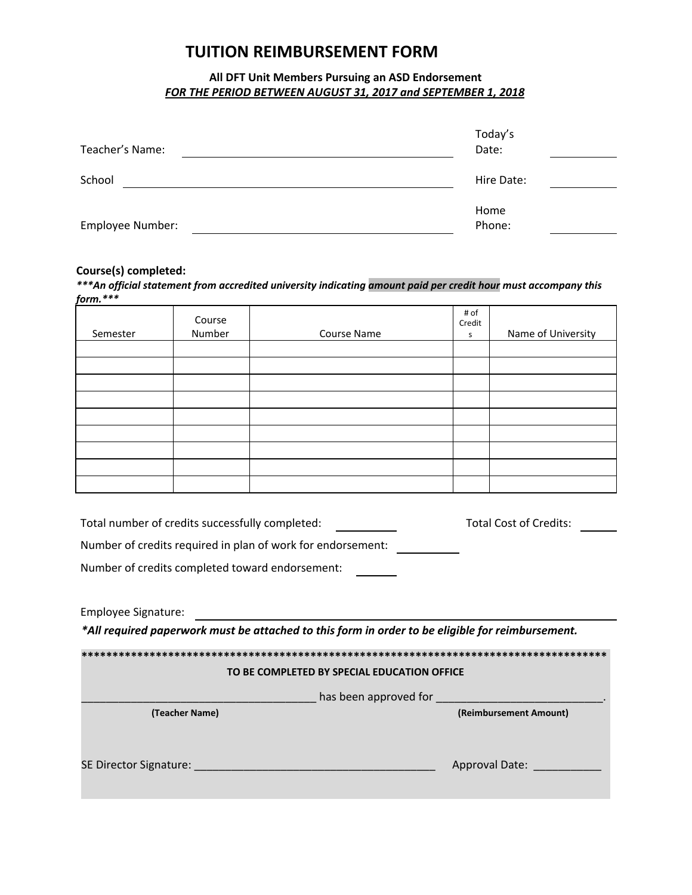# TUITION REIMBURSEMENT FORM

**All DFT Unit Members Pursuing an ASD Endorsement**
***FOR THE PERIOD BETWEEN AUGUST 31, 2017 and SEPTEMBER 1, 2018***

Teacher's Name: ____________________ Today's Date: __________

School ____________________ Hire Date: __________

Employee Number: ____________________ Home Phone: __________

**Course(s) completed:**
***\*\*\*An official statement from accredited university indicating amount paid per credit hour must accompany this form.\*\*\****

| Semester | Course Number | Course Name | # of Credits | Name of University |
|---|---|---|---|---|
| | | | | |
| | | | | |
| | | | | |
| | | | | |
| | | | | |
| | | | | |
| | | | | |
| | | | | |
| | | | | |

Total number of credits successfully completed: __________ Total Cost of Credits: ______

Number of credits required in plan of work for endorsement: __________

Number of credits completed toward endorsement: ______

Employee Signature: ________________________________________

***\*All required paperwork must be attached to this form in order to be eligible for reimbursement.***

\*\*\*\*\*\*\*\*\*\*\*\*\*\*\*\*\*\*\*\*\*\*\*\*\*\*\*\*\*\*\*\*\*\*\*\*\*\*\*\*\*\*\*\*\*\*\*\*\*\*\*\*\*\*\*\*\*\*\*\*\*\*\*\*\*\*\*\*\*\*\*\*\*\*\*\*\*\*\*\*\*\*\*\*\*\*\*\*\*\*\*\*\*

**TO BE COMPLETED BY SPECIAL EDUCATION OFFICE**

______________________________________ has been approved for ___________________________.
**(Teacher Name)** **(Reimbursement Amount)**

SE Director Signature: ______________________________________ Approval Date: ___________